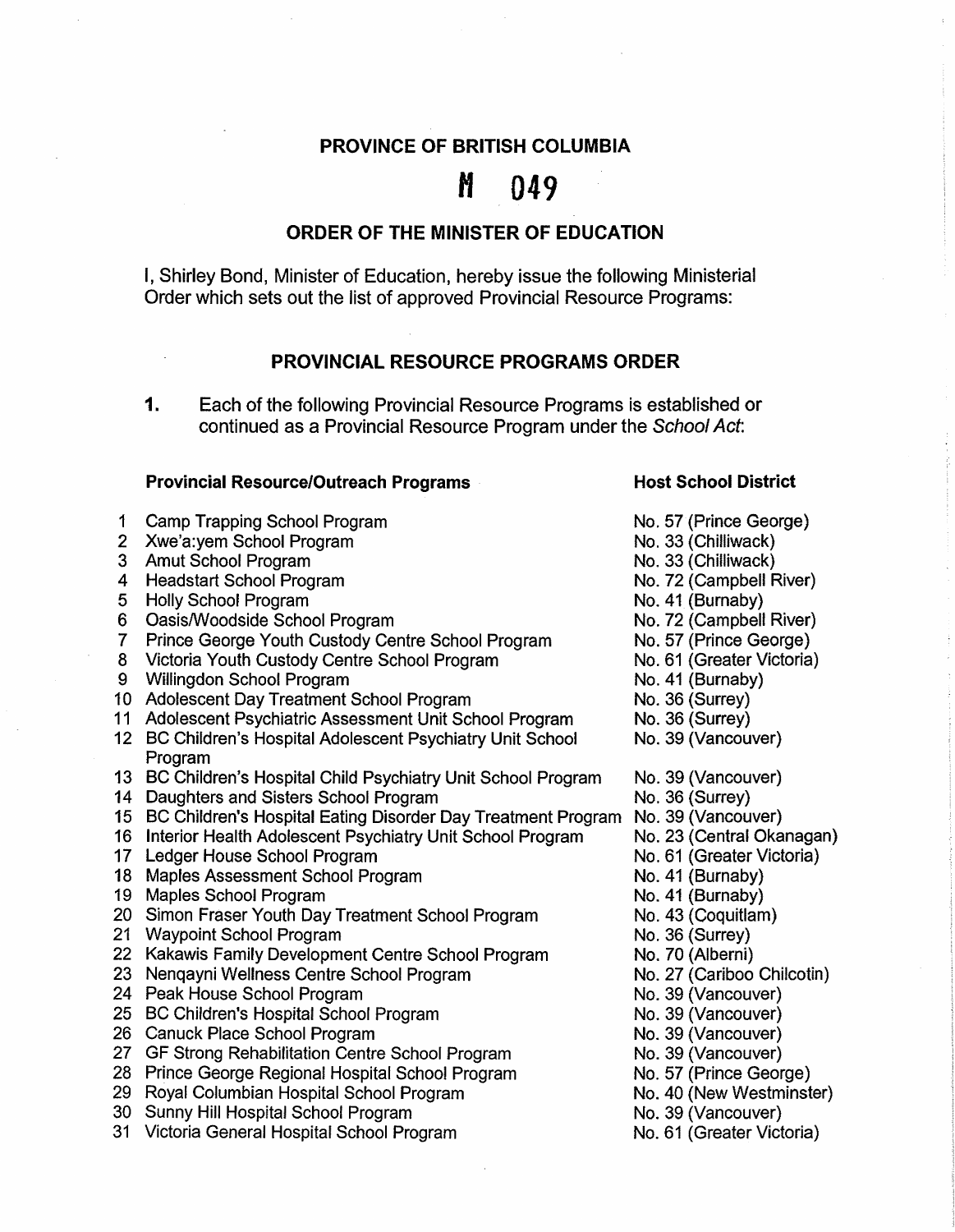**PROVINCE OF BRITISH COLUMBIA**

# M 049

**ORDER OF THE MINISTER OF EDUCATION**

I, Shirley Bond, Minister of Education, hereby issue the following Ministerial Order which sets out the list of approved Provincial Resource Programs:

## PROVINCIAL RESOURCE PROGRAMS ORDER

**1.** Each of the following Provincial Resource Programs is established or continued as a Provincial Resource Program under the *School Act*:

| | **Provincial Resource/Outreach Programs** | **Host School District** |
|---|---|---|
| 1 | Camp Trapping School Program | No. 57 (Prince George) |
| 2 | Xwe'a:yem School Program | No. 33 (Chilliwack) |
| 3 | Amut School Program | No. 33 (Chilliwack) |
| 4 | Headstart School Program | No. 72 (Campbell River) |
| 5 | Holly School Program | No. 41 (Burnaby) |
| 6 | Oasis/Woodside School Program | No. 72 (Campbell River) |
| 7 | Prince George Youth Custody Centre School Program | No. 57 (Prince George) |
| 8 | Victoria Youth Custody Centre School Program | No. 61 (Greater Victoria) |
| 9 | Willingdon School Program | No. 41 (Burnaby) |
| 10 | Adolescent Day Treatment School Program | No. 36 (Surrey) |
| 11 | Adolescent Psychiatric Assessment Unit School Program | No. 36 (Surrey) |
| 12 | BC Children's Hospital Adolescent Psychiatry Unit School Program | No. 39 (Vancouver) |
| 13 | BC Children's Hospital Child Psychiatry Unit School Program | No. 39 (Vancouver) |
| 14 | Daughters and Sisters School Program | No. 36 (Surrey) |
| 15 | BC Children's Hospital Eating Disorder Day Treatment Program | No. 39 (Vancouver) |
| 16 | Interior Health Adolescent Psychiatry Unit School Program | No. 23 (Central Okanagan) |
| 17 | Ledger House School Program | No. 61 (Greater Victoria) |
| 18 | Maples Assessment School Program | No. 41 (Burnaby) |
| 19 | Maples School Program | No. 41 (Burnaby) |
| 20 | Simon Fraser Youth Day Treatment School Program | No. 43 (Coquitlam) |
| 21 | Waypoint School Program | No. 36 (Surrey) |
| 22 | Kakawis Family Development Centre School Program | No. 70 (Alberni) |
| 23 | Nenqayni Wellness Centre School Program | No. 27 (Cariboo Chilcotin) |
| 24 | Peak House School Program | No. 39 (Vancouver) |
| 25 | BC Children's Hospital School Program | No. 39 (Vancouver) |
| 26 | Canuck Place School Program | No. 39 (Vancouver) |
| 27 | GF Strong Rehabilitation Centre School Program | No. 39 (Vancouver) |
| 28 | Prince George Regional Hospital School Program | No. 57 (Prince George) |
| 29 | Royal Columbian Hospital School Program | No. 40 (New Westminster) |
| 30 | Sunny Hill Hospital School Program | No. 39 (Vancouver) |
| 31 | Victoria General Hospital School Program | No. 61 (Greater Victoria) |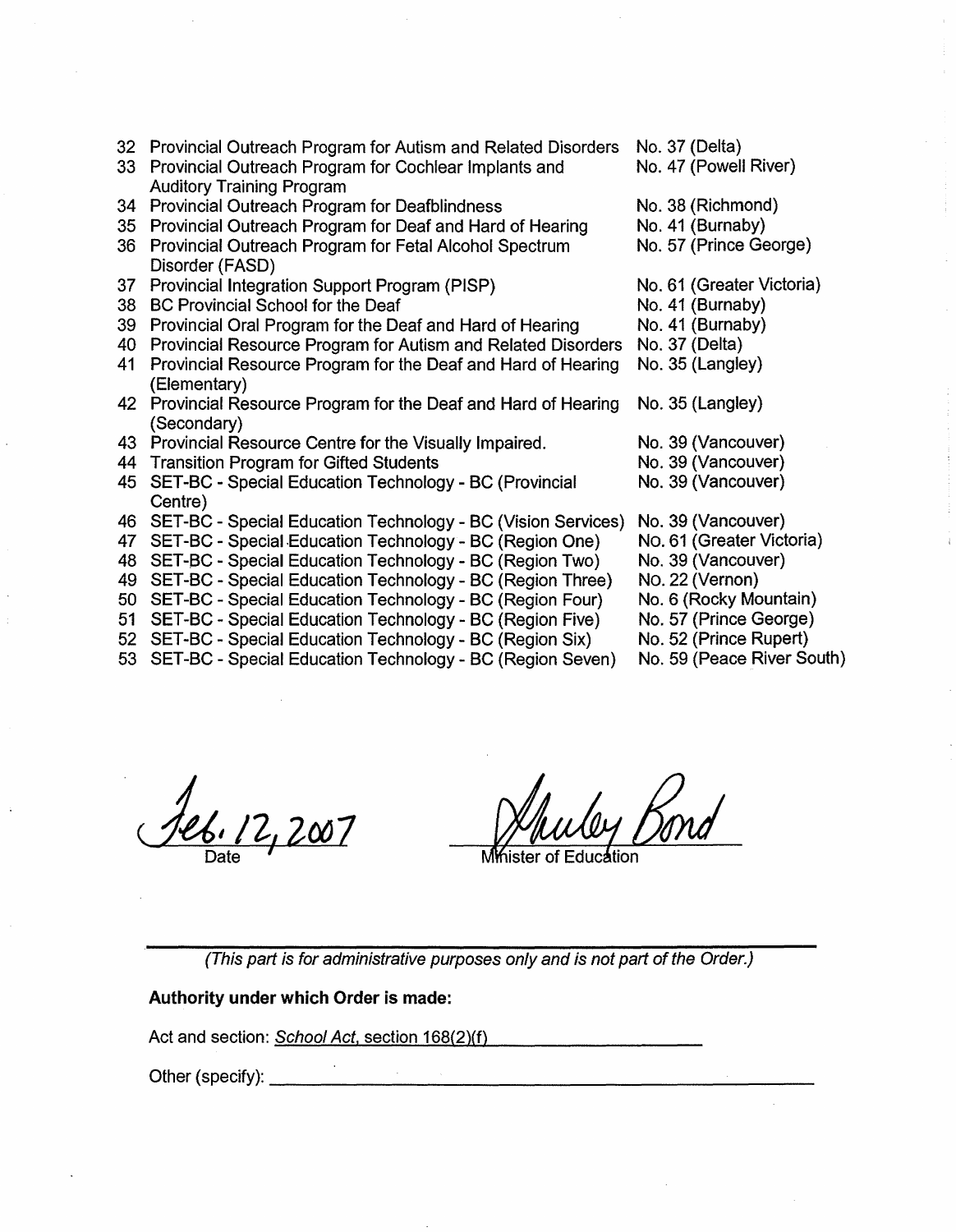| | | |
|---|---|---|
| 32 | Provincial Outreach Program for Autism and Related Disorders | No. 37 (Delta) |
| 33 | Provincial Outreach Program for Cochlear Implants and Auditory Training Program | No. 47 (Powell River) |
| 34 | Provincial Outreach Program for Deafblindness | No. 38 (Richmond) |
| 35 | Provincial Outreach Program for Deaf and Hard of Hearing | No. 41 (Burnaby) |
| 36 | Provincial Outreach Program for Fetal Alcohol Spectrum Disorder (FASD) | No. 57 (Prince George) |
| 37 | Provincial Integration Support Program (PISP) | No. 61 (Greater Victoria) |
| 38 | BC Provincial School for the Deaf | No. 41 (Burnaby) |
| 39 | Provincial Oral Program for the Deaf and Hard of Hearing | No. 41 (Burnaby) |
| 40 | Provincial Resource Program for Autism and Related Disorders | No. 37 (Delta) |
| 41 | Provincial Resource Program for the Deaf and Hard of Hearing (Elementary) | No. 35 (Langley) |
| 42 | Provincial Resource Program for the Deaf and Hard of Hearing (Secondary) | No. 35 (Langley) |
| 43 | Provincial Resource Centre for the Visually Impaired. | No. 39 (Vancouver) |
| 44 | Transition Program for Gifted Students | No. 39 (Vancouver) |
| 45 | SET-BC - Special Education Technology - BC (Provincial Centre) | No. 39 (Vancouver) |
| 46 | SET-BC - Special Education Technology - BC (Vision Services) | No. 39 (Vancouver) |
| 47 | SET-BC - Special Education Technology - BC (Region One) | No. 61 (Greater Victoria) |
| 48 | SET-BC - Special Education Technology - BC (Region Two) | No. 39 (Vancouver) |
| 49 | SET-BC - Special Education Technology - BC (Region Three) | No. 22 (Vernon) |
| 50 | SET-BC - Special Education Technology - BC (Region Four) | No. 6 (Rocky Mountain) |
| 51 | SET-BC - Special Education Technology - BC (Region Five) | No. 57 (Prince George) |
| 52 | SET-BC - Special Education Technology - BC (Region Six) | No. 52 (Prince Rupert) |
| 53 | SET-BC - Special Education Technology - BC (Region Seven) | No. 59 (Peace River South) |

Feb. 12, 2007
Date

Shirley Bond
Minister of Education

*(This part is for administrative purposes only and is not part of the Order.)*

**Authority under which Order is made:**

Act and section: *School Act*, section 168(2)(f)

Other (specify): ______________________